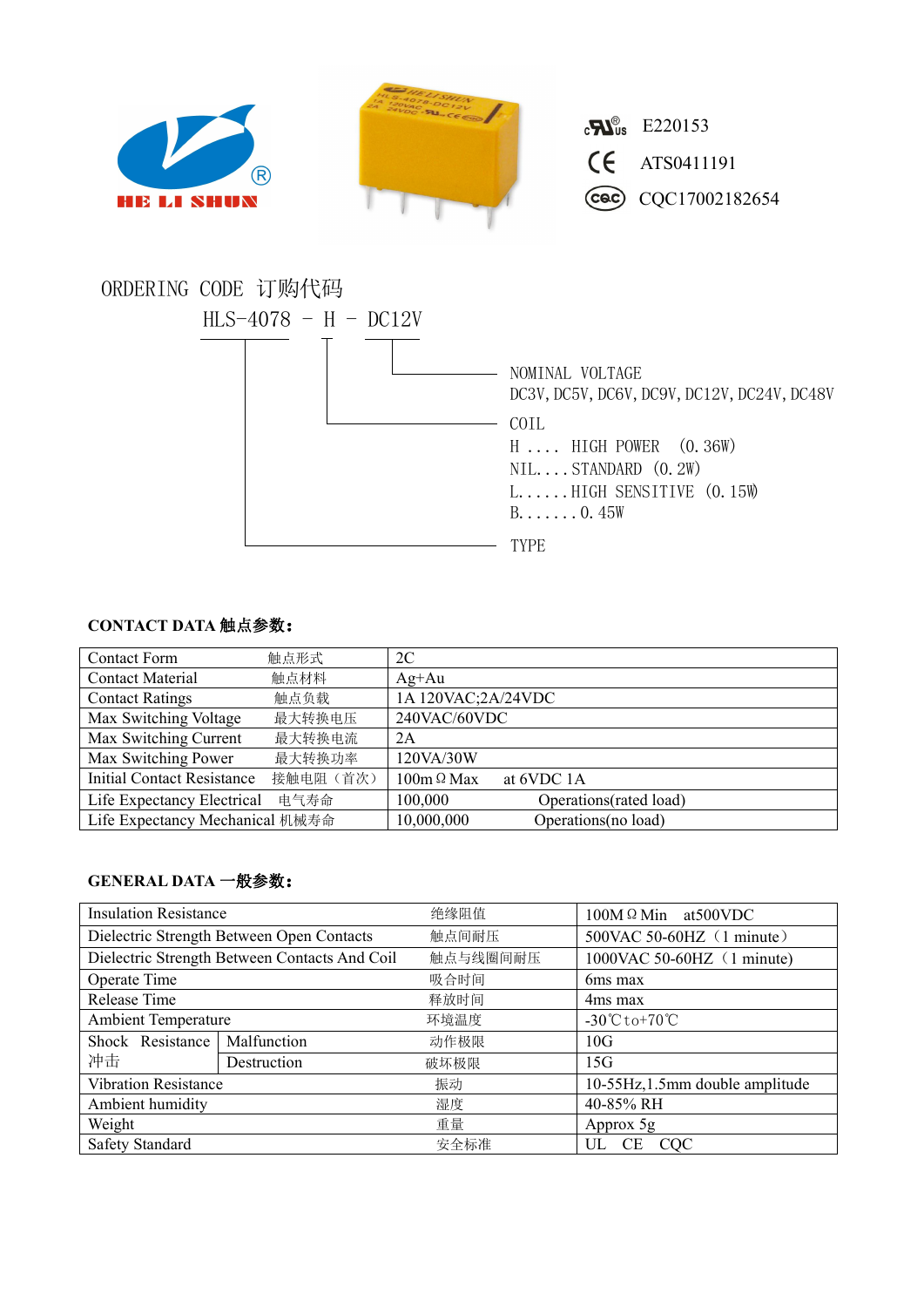HE LI SHUN

E220153

ATS0411191

CQC17002182654

ORDERING CODE 订购代码

HLS-4078 - H - DC12V

NOMINAL VOLTAGE
DC3V, DC5V, DC6V, DC9V, DC12V, DC24V, DC48V

COIL
H .... HIGH POWER (0.36W)
NIL.... STANDARD (0.2W)
L...... HIGH SENSITIVE (0.15W)
B....... 0.45W

TYPE

**CONTACT DATA 触点参数:**

| | | |
|---|---|---|
| Contact Form | 触点形式 | 2C |
| Contact Material | 触点材料 | Ag+Au |
| Contact Ratings | 触点负载 | 1A 120VAC;2A/24VDC |
| Max Switching Voltage | 最大转换电压 | 240VAC/60VDC |
| Max Switching Current | 最大转换电流 | 2A |
| Max Switching Power | 最大转换功率 | 120VA/30W |
| Initial Contact Resistance | 接触电阻（首次） | 100mΩ Max at 6VDC 1A |
| Life Expectancy Electrical | 电气寿命 | 100,000 Operations(rated load) |
| Life Expectancy Mechanical | 机械寿命 | 10,000,000 Operations(no load) |

**GENERAL DATA 一般参数:**

| | | | |
|---|---|---|---|
| Insulation Resistance | | 绝缘阻值 | 100MΩ Min at500VDC |
| Dielectric Strength Between Open Contacts | | 触点间耐压 | 500VAC 50-60HZ（1 minute） |
| Dielectric Strength Between Contacts And Coil | | 触点与线圈间耐压 | 1000VAC 50-60HZ（1 minute) |
| Operate Time | | 吸合时间 | 6ms max |
| Release Time | | 释放时间 | 4ms max |
| Ambient Temperature | | 环境温度 | -30℃to+70℃ |
| Shock Resistance 冲击 | Malfunction | 动作极限 | 10G |
| | Destruction | 破坏极限 | 15G |
| Vibration Resistance | | 振动 | 10-55Hz,1.5mm double amplitude |
| Ambient humidity | | 湿度 | 40-85% RH |
| Weight | | 重量 | Approx 5g |
| Safety Standard | | 安全标准 | UL CE CQC |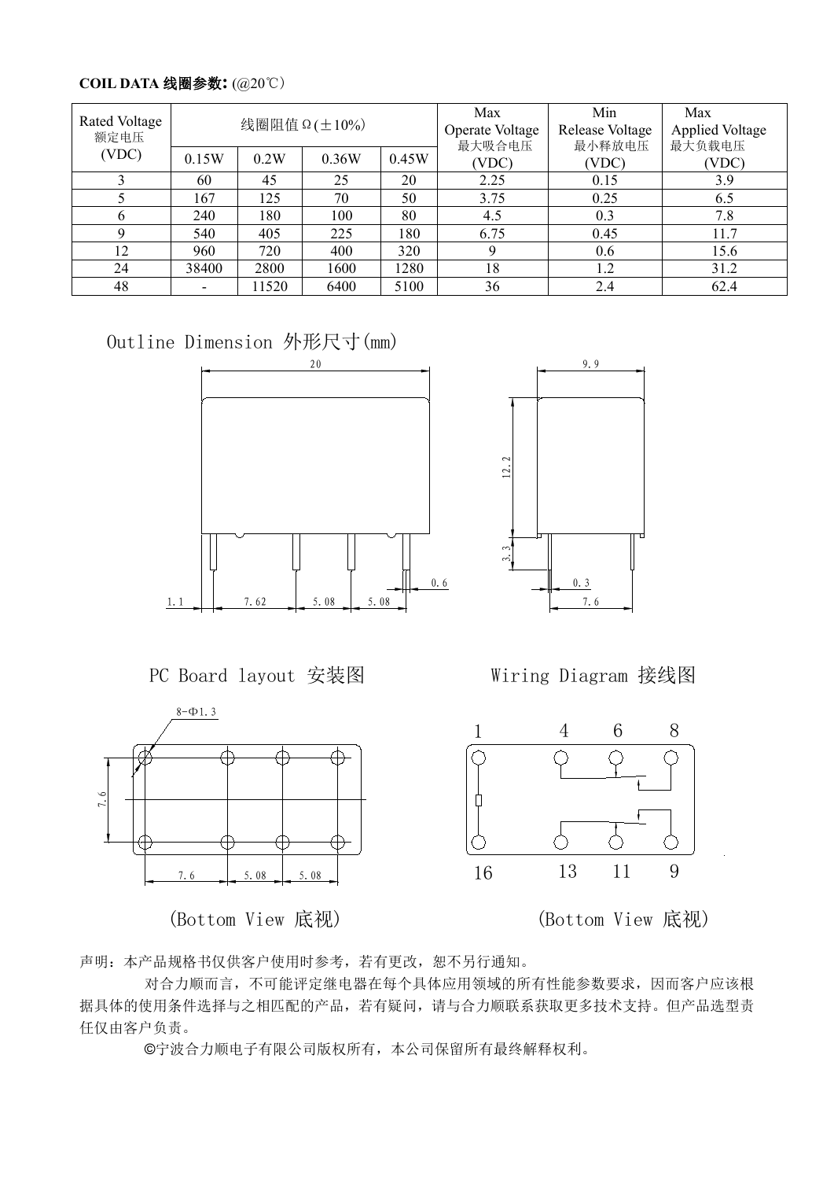**COIL DATA 线圈参数:** (@20℃)

| Rated Voltage 额定电压 (VDC) | 线圈阻值Ω(±10%) | | | | Max Operate Voltage 最大吸合电压 (VDC) | Min Release Voltage 最小释放电压 (VDC) | Max Applied Voltage 最大负载电压 (VDC) |
|---|---|---|---|---|---|---|---|
| | 0.15W | 0.2W | 0.36W | 0.45W | | | |
| 3 | 60 | 45 | 25 | 20 | 2.25 | 0.15 | 3.9 |
| 5 | 167 | 125 | 70 | 50 | 3.75 | 0.25 | 6.5 |
| 6 | 240 | 180 | 100 | 80 | 4.5 | 0.3 | 7.8 |
| 9 | 540 | 405 | 225 | 180 | 6.75 | 0.45 | 11.7 |
| 12 | 960 | 720 | 400 | 320 | 9 | 0.6 | 15.6 |
| 24 | 38400 | 2800 | 1600 | 1280 | 18 | 1.2 | 31.2 |
| 48 | - | 11520 | 6400 | 5100 | 36 | 2.4 | 62.4 |

## Outline Dimension 外形尺寸(mm)

20

9.9

12.2

3.3

0.6

0.3

1.1 7.62 5.08 5.08

7.6

## PC Board layout 安装图

8-Φ1.3

7.6

7.6 5.08 5.08

(Bottom View 底视)

## Wiring Diagram 接线图

1 4 6 8

16 13 11 9

(Bottom View 底视)

声明：本产品规格书仅供客户使用时参考，若有更改，恕不另行通知。

对合力顺而言，不可能评定继电器在每个具体应用领域的所有性能参数要求，因而客户应该根据具体的使用条件选择与之相匹配的产品，若有疑问，请与合力顺联系获取更多技术支持。但产品选型责任仅由客户负责。

©宁波合力顺电子有限公司版权所有，本公司保留所有最终解释权利。